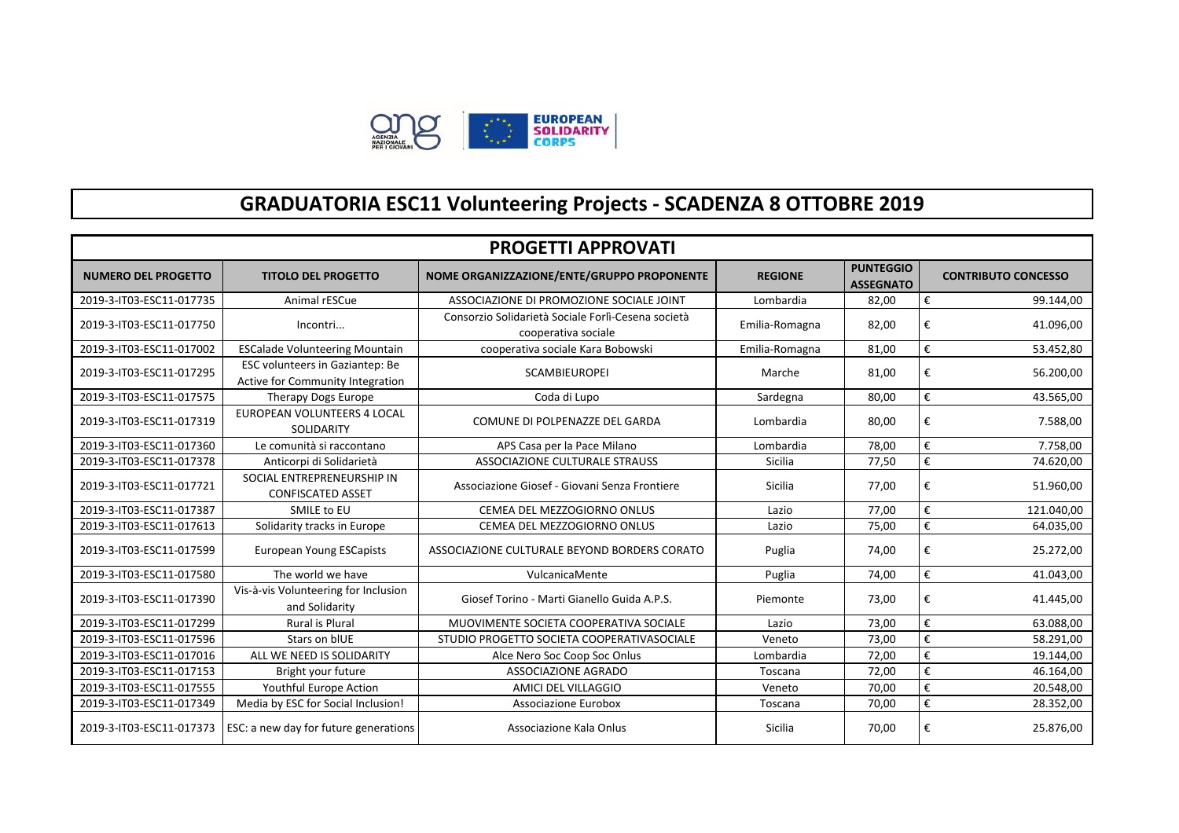# GRADUATORIA ESC11 Volunteering Projects - SCADENZA 8 OTTOBRE 2019

## PROGETTI APPROVATI

| NUMERO DEL PROGETTO | TITOLO DEL PROGETTO | NOME ORGANIZZAZIONE/ENTE/GRUPPO PROPONENTE | REGIONE | PUNTEGGIO ASSEGNATO | CONTRIBUTO CONCESSO |
|---|---|---|---|---|---|
| 2019-3-IT03-ESC11-017735 | Animal rESCue | ASSOCIAZIONE DI PROMOZIONE SOCIALE JOINT | Lombardia | 82,00 | € 99.144,00 |
| 2019-3-IT03-ESC11-017750 | Incontri... | Consorzio Solidarietà Sociale Forlì-Cesena società cooperativa sociale | Emilia-Romagna | 82,00 | € 41.096,00 |
| 2019-3-IT03-ESC11-017002 | ESCalade Volunteering Mountain | cooperativa sociale Kara Bobowski | Emilia-Romagna | 81,00 | € 53.452,80 |
| 2019-3-IT03-ESC11-017295 | ESC volunteers in Gaziantep: Be Active for Community Integration | SCAMBIEUROPEI | Marche | 81,00 | € 56.200,00 |
| 2019-3-IT03-ESC11-017575 | Therapy Dogs Europe | Coda di Lupo | Sardegna | 80,00 | € 43.565,00 |
| 2019-3-IT03-ESC11-017319 | EUROPEAN VOLUNTEERS 4 LOCAL SOLIDARITY | COMUNE DI POLPENAZZE DEL GARDA | Lombardia | 80,00 | € 7.588,00 |
| 2019-3-IT03-ESC11-017360 | Le comunità si raccontano | APS Casa per la Pace Milano | Lombardia | 78,00 | € 7.758,00 |
| 2019-3-IT03-ESC11-017378 | Anticorpi di Solidarietà | ASSOCIAZIONE CULTURALE STRAUSS | Sicilia | 77,50 | € 74.620,00 |
| 2019-3-IT03-ESC11-017721 | SOCIAL ENTREPRENEURSHIP IN CONFISCATED ASSET | Associazione Giosef - Giovani Senza Frontiere | Sicilia | 77,00 | € 51.960,00 |
| 2019-3-IT03-ESC11-017387 | SMILE to EU | CEMEA DEL MEZZOGIORNO ONLUS | Lazio | 77,00 | € 121.040,00 |
| 2019-3-IT03-ESC11-017613 | Solidarity tracks in Europe | CEMEA DEL MEZZOGIORNO ONLUS | Lazio | 75,00 | € 64.035,00 |
| 2019-3-IT03-ESC11-017599 | European Young ESCapists | ASSOCIAZIONE CULTURALE BEYOND BORDERS CORATO | Puglia | 74,00 | € 25.272,00 |
| 2019-3-IT03-ESC11-017580 | The world we have | VulcanicaMente | Puglia | 74,00 | € 41.043,00 |
| 2019-3-IT03-ESC11-017390 | Vis-à-vis Volunteering for Inclusion and Solidarity | Giosef Torino - Marti Gianello Guida A.P.S. | Piemonte | 73,00 | € 41.445,00 |
| 2019-3-IT03-ESC11-017299 | Rural is Plural | MUOVIMENTE SOCIETA COOPERATIVA SOCIALE | Lazio | 73,00 | € 63.088,00 |
| 2019-3-IT03-ESC11-017596 | Stars on blUE | STUDIO PROGETTO SOCIETA COOPERATIVASOCIALE | Veneto | 73,00 | € 58.291,00 |
| 2019-3-IT03-ESC11-017016 | ALL WE NEED IS SOLIDARITY | Alce Nero Soc Coop Soc Onlus | Lombardia | 72,00 | € 19.144,00 |
| 2019-3-IT03-ESC11-017153 | Bright your future | ASSOCIAZIONE AGRADO | Toscana | 72,00 | € 46.164,00 |
| 2019-3-IT03-ESC11-017555 | Youthful Europe Action | AMICI DEL VILLAGGIO | Veneto | 70,00 | € 20.548,00 |
| 2019-3-IT03-ESC11-017349 | Media by ESC for Social Inclusion! | Associazione Eurobox | Toscana | 70,00 | € 28.352,00 |
| 2019-3-IT03-ESC11-017373 | ESC: a new day for future generations | Associazione Kala Onlus | Sicilia | 70,00 | € 25.876,00 |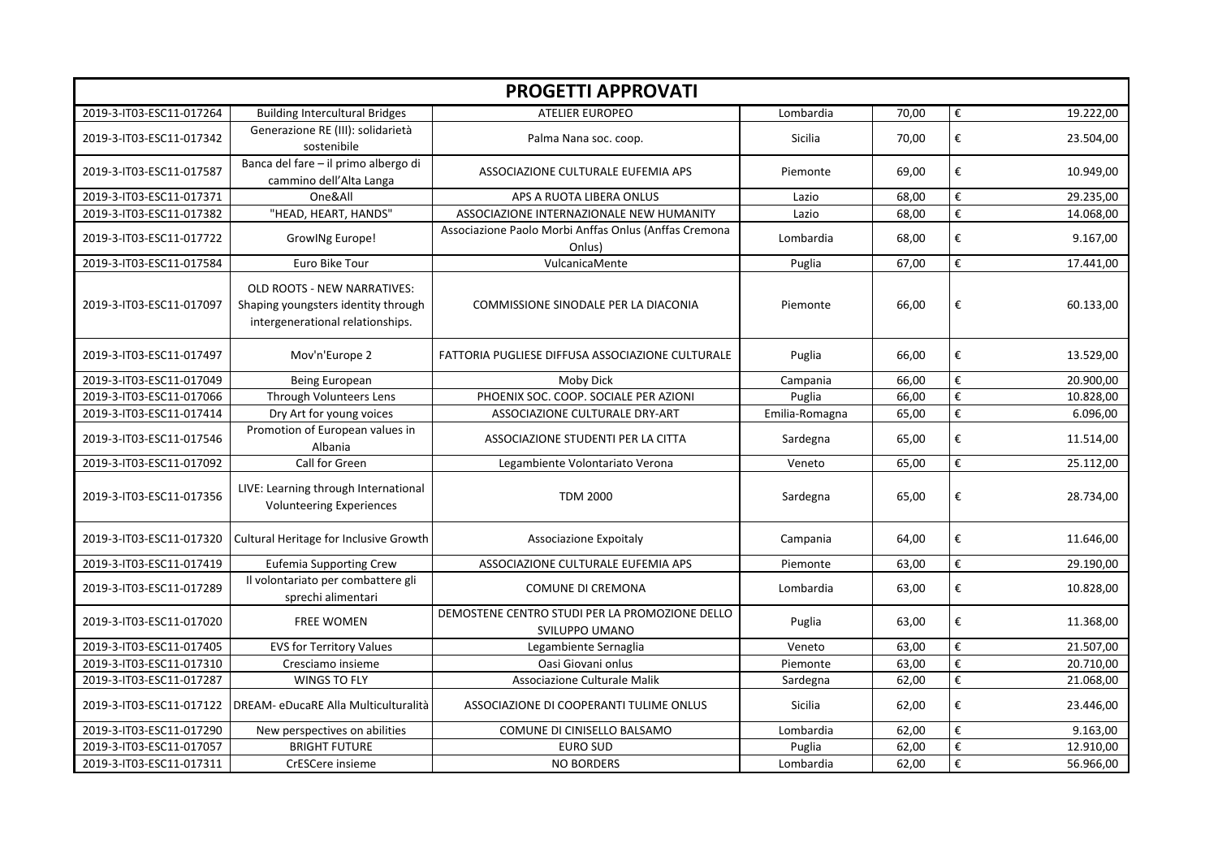## PROGETTI APPROVATI

| | | | | | |
|---|---|---|---|---|---|
| 2019-3-IT03-ESC11-017264 | Building Intercultural Bridges | ATELIER EUROPEO | Lombardia | 70,00 | € 19.222,00 |
| 2019-3-IT03-ESC11-017342 | Generazione RE (III): solidarietà sostenibile | Palma Nana soc. coop. | Sicilia | 70,00 | € 23.504,00 |
| 2019-3-IT03-ESC11-017587 | Banca del fare – il primo albergo di cammino dell'Alta Langa | ASSOCIAZIONE CULTURALE EUFEMIA APS | Piemonte | 69,00 | € 10.949,00 |
| 2019-3-IT03-ESC11-017371 | One&All | APS A RUOTA LIBERA ONLUS | Lazio | 68,00 | € 29.235,00 |
| 2019-3-IT03-ESC11-017382 | "HEAD, HEART, HANDS" | ASSOCIAZIONE INTERNAZIONALE NEW HUMANITY | Lazio | 68,00 | € 14.068,00 |
| 2019-3-IT03-ESC11-017722 | GrowINg Europe! | Associazione Paolo Morbi Anffas Onlus (Anffas Cremona Onlus) | Lombardia | 68,00 | € 9.167,00 |
| 2019-3-IT03-ESC11-017584 | Euro Bike Tour | VulcanicaMente | Puglia | 67,00 | € 17.441,00 |
| 2019-3-IT03-ESC11-017097 | OLD ROOTS - NEW NARRATIVES: Shaping youngsters identity through intergenerational relationships. | COMMISSIONE SINODALE PER LA DIACONIA | Piemonte | 66,00 | € 60.133,00 |
| 2019-3-IT03-ESC11-017497 | Mov'n'Europe 2 | FATTORIA PUGLIESE DIFFUSA ASSOCIAZIONE CULTURALE | Puglia | 66,00 | € 13.529,00 |
| 2019-3-IT03-ESC11-017049 | Being European | Moby Dick | Campania | 66,00 | € 20.900,00 |
| 2019-3-IT03-ESC11-017066 | Through Volunteers Lens | PHOENIX SOC. COOP. SOCIALE PER AZIONI | Puglia | 66,00 | € 10.828,00 |
| 2019-3-IT03-ESC11-017414 | Dry Art for young voices | ASSOCIAZIONE CULTURALE DRY-ART | Emilia-Romagna | 65,00 | € 6.096,00 |
| 2019-3-IT03-ESC11-017546 | Promotion of European values in Albania | ASSOCIAZIONE STUDENTI PER LA CITTA | Sardegna | 65,00 | € 11.514,00 |
| 2019-3-IT03-ESC11-017092 | Call for Green | Legambiente Volontariato Verona | Veneto | 65,00 | € 25.112,00 |
| 2019-3-IT03-ESC11-017356 | LIVE: Learning through International Volunteering Experiences | TDM 2000 | Sardegna | 65,00 | € 28.734,00 |
| 2019-3-IT03-ESC11-017320 | Cultural Heritage for Inclusive Growth | Associazione Expoitaly | Campania | 64,00 | € 11.646,00 |
| 2019-3-IT03-ESC11-017419 | Eufemia Supporting Crew | ASSOCIAZIONE CULTURALE EUFEMIA APS | Piemonte | 63,00 | € 29.190,00 |
| 2019-3-IT03-ESC11-017289 | Il volontariato per combattere gli sprechi alimentari | COMUNE DI CREMONA | Lombardia | 63,00 | € 10.828,00 |
| 2019-3-IT03-ESC11-017020 | FREE WOMEN | DEMOSTENE CENTRO STUDI PER LA PROMOZIONE DELLO SVILUPPO UMANO | Puglia | 63,00 | € 11.368,00 |
| 2019-3-IT03-ESC11-017405 | EVS for Territory Values | Legambiente Sernaglia | Veneto | 63,00 | € 21.507,00 |
| 2019-3-IT03-ESC11-017310 | Cresciamo insieme | Oasi Giovani onlus | Piemonte | 63,00 | € 20.710,00 |
| 2019-3-IT03-ESC11-017287 | WINGS TO FLY | Associazione Culturale Malik | Sardegna | 62,00 | € 21.068,00 |
| 2019-3-IT03-ESC11-017122 | DREAM- eDucaRE Alla Multiculturalità | ASSOCIAZIONE DI COOPERANTI TULIME ONLUS | Sicilia | 62,00 | € 23.446,00 |
| 2019-3-IT03-ESC11-017290 | New perspectives on abilities | COMUNE DI CINISELLO BALSAMO | Lombardia | 62,00 | € 9.163,00 |
| 2019-3-IT03-ESC11-017057 | BRIGHT FUTURE | EURO SUD | Puglia | 62,00 | € 12.910,00 |
| 2019-3-IT03-ESC11-017311 | CrESCere insieme | NO BORDERS | Lombardia | 62,00 | € 56.966,00 |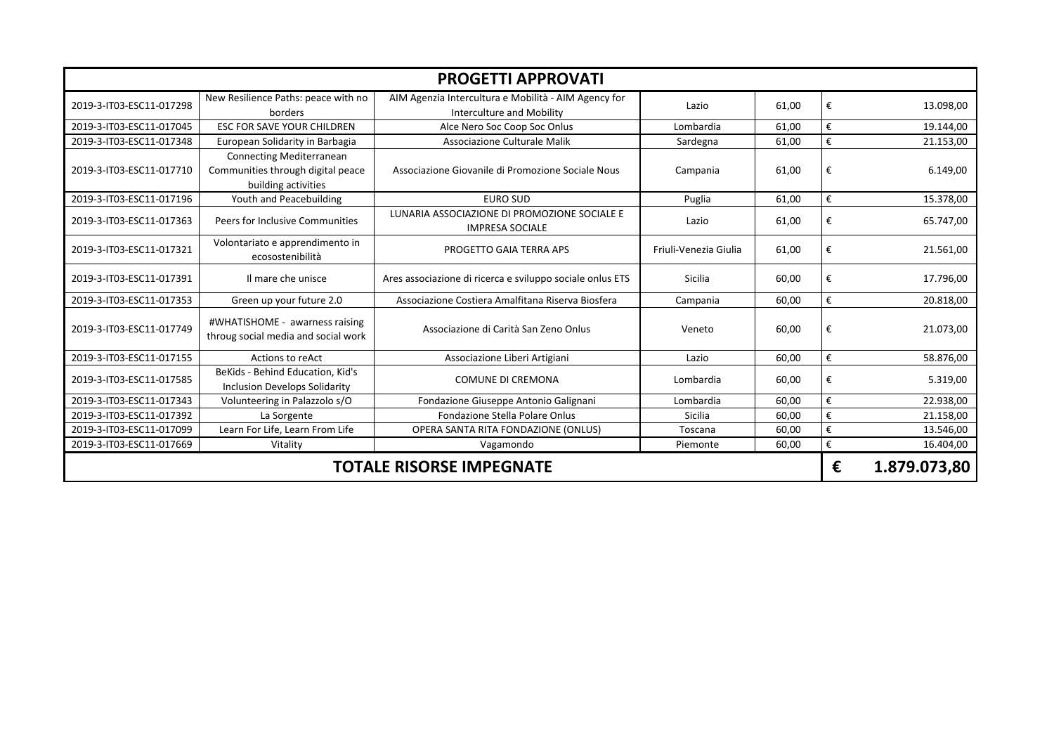| PROGETTI APPROVATI | | | | | | |
|---|---|---|---|---|---|---|
| 2019-3-IT03-ESC11-017298 | New Resilience Paths: peace with no borders | AIM Agenzia Intercultura e Mobilità - AIM Agency for Interculture and Mobility | Lazio | 61,00 | € | 13.098,00 |
| 2019-3-IT03-ESC11-017045 | ESC FOR SAVE YOUR CHILDREN | Alce Nero Soc Coop Soc Onlus | Lombardia | 61,00 | € | 19.144,00 |
| 2019-3-IT03-ESC11-017348 | European Solidarity in Barbagia | Associazione Culturale Malik | Sardegna | 61,00 | € | 21.153,00 |
| 2019-3-IT03-ESC11-017710 | Connecting Mediterranean Communities through digital peace building activities | Associazione Giovanile di Promozione Sociale Nous | Campania | 61,00 | € | 6.149,00 |
| 2019-3-IT03-ESC11-017196 | Youth and Peacebuilding | EURO SUD | Puglia | 61,00 | € | 15.378,00 |
| 2019-3-IT03-ESC11-017363 | Peers for Inclusive Communities | LUNARIA ASSOCIAZIONE DI PROMOZIONE SOCIALE E IMPRESA SOCIALE | Lazio | 61,00 | € | 65.747,00 |
| 2019-3-IT03-ESC11-017321 | Volontariato e apprendimento in ecosostenibilità | PROGETTO GAIA TERRA APS | Friuli-Venezia Giulia | 61,00 | € | 21.561,00 |
| 2019-3-IT03-ESC11-017391 | Il mare che unisce | Ares associazione di ricerca e sviluppo sociale onlus ETS | Sicilia | 60,00 | € | 17.796,00 |
| 2019-3-IT03-ESC11-017353 | Green up your future 2.0 | Associazione Costiera Amalfitana Riserva Biosfera | Campania | 60,00 | € | 20.818,00 |
| 2019-3-IT03-ESC11-017749 | #WHATISHOME - awarness raising throug social media and social work | Associazione di Carità San Zeno Onlus | Veneto | 60,00 | € | 21.073,00 |
| 2019-3-IT03-ESC11-017155 | Actions to reAct | Associazione Liberi Artigiani | Lazio | 60,00 | € | 58.876,00 |
| 2019-3-IT03-ESC11-017585 | BeKids - Behind Education, Kid's Inclusion Develops Solidarity | COMUNE DI CREMONA | Lombardia | 60,00 | € | 5.319,00 |
| 2019-3-IT03-ESC11-017343 | Volunteering in Palazzolo s/O | Fondazione Giuseppe Antonio Galignani | Lombardia | 60,00 | € | 22.938,00 |
| 2019-3-IT03-ESC11-017392 | La Sorgente | Fondazione Stella Polare Onlus | Sicilia | 60,00 | € | 21.158,00 |
| 2019-3-IT03-ESC11-017099 | Learn For Life, Learn From Life | OPERA SANTA RITA FONDAZIONE (ONLUS) | Toscana | 60,00 | € | 13.546,00 |
| 2019-3-IT03-ESC11-017669 | Vitality | Vagamondo | Piemonte | 60,00 | € | 16.404,00 |
| **TOTALE RISORSE IMPEGNATE** | | | | | **€** | **1.879.073,80** |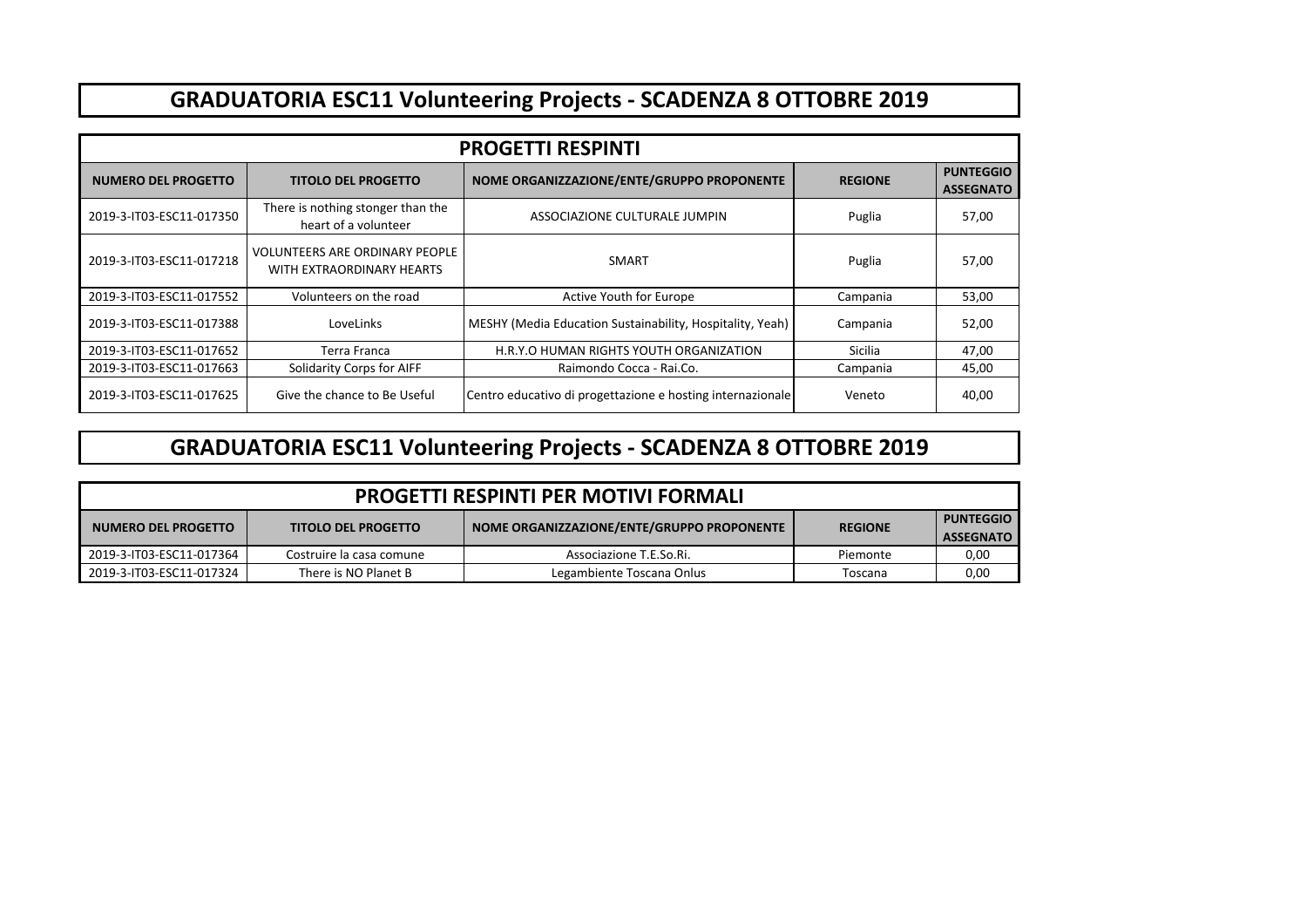# GRADUATORIA ESC11 Volunteering Projects - SCADENZA 8 OTTOBRE 2019

## PROGETTI RESPINTI

| NUMERO DEL PROGETTO | TITOLO DEL PROGETTO | NOME ORGANIZZAZIONE/ENTE/GRUPPO PROPONENTE | REGIONE | PUNTEGGIO ASSEGNATO |
|---|---|---|---|---|
| 2019-3-IT03-ESC11-017350 | There is nothing stonger than the heart of a volunteer | ASSOCIAZIONE CULTURALE JUMPIN | Puglia | 57,00 |
| 2019-3-IT03-ESC11-017218 | VOLUNTEERS ARE ORDINARY PEOPLE WITH EXTRAORDINARY HEARTS | SMART | Puglia | 57,00 |
| 2019-3-IT03-ESC11-017552 | Volunteers on the road | Active Youth for Europe | Campania | 53,00 |
| 2019-3-IT03-ESC11-017388 | LoveLinks | MESHY (Media Education Sustainability, Hospitality, Yeah) | Campania | 52,00 |
| 2019-3-IT03-ESC11-017652 | Terra Franca | H.R.Y.O HUMAN RIGHTS YOUTH ORGANIZATION | Sicilia | 47,00 |
| 2019-3-IT03-ESC11-017663 | Solidarity Corps for AIFF | Raimondo Cocca - Rai.Co. | Campania | 45,00 |
| 2019-3-IT03-ESC11-017625 | Give the chance to Be Useful | Centro educativo di progettazione e hosting internazionale | Veneto | 40,00 |

# GRADUATORIA ESC11 Volunteering Projects - SCADENZA 8 OTTOBRE 2019

## PROGETTI RESPINTI PER MOTIVI FORMALI

| NUMERO DEL PROGETTO | TITOLO DEL PROGETTO | NOME ORGANIZZAZIONE/ENTE/GRUPPO PROPONENTE | REGIONE | PUNTEGGIO ASSEGNATO |
|---|---|---|---|---|
| 2019-3-IT03-ESC11-017364 | Costruire la casa comune | Associazione T.E.So.Ri. | Piemonte | 0,00 |
| 2019-3-IT03-ESC11-017324 | There is NO Planet B | Legambiente Toscana Onlus | Toscana | 0,00 |